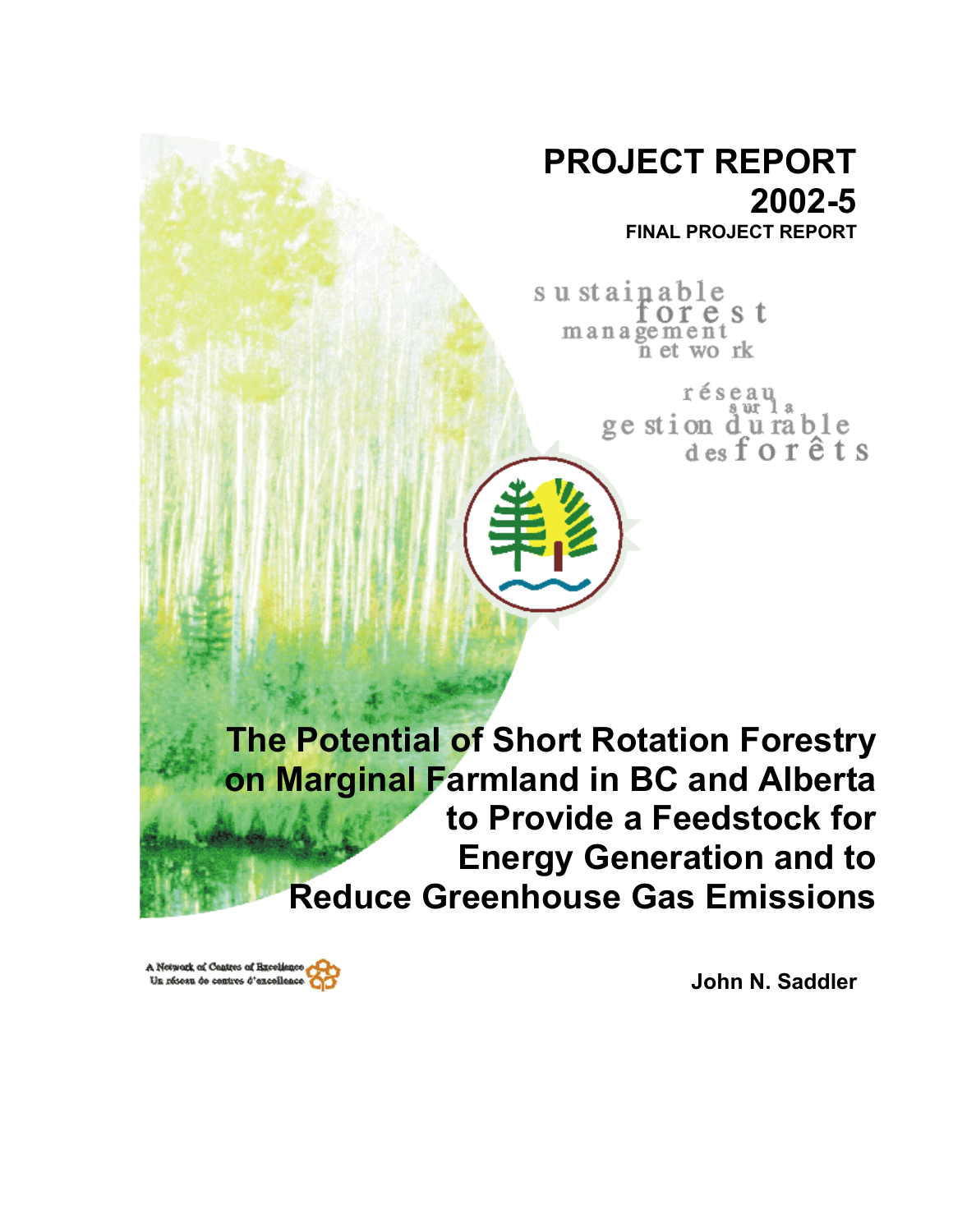# PROJECT REPORT 2002-5

**FINAL PROJECT REPORT**

sustainable forest management network

réseau sur la gestion durable des forêts

# The Potential of Short Rotation Forestry on Marginal Farmland in BC and Alberta to Provide a Feedstock for Energy Generation and to Reduce Greenhouse Gas Emissions

A Network of Centres of Excellence
Un réseau de centres d'excellence

**John N. Saddler**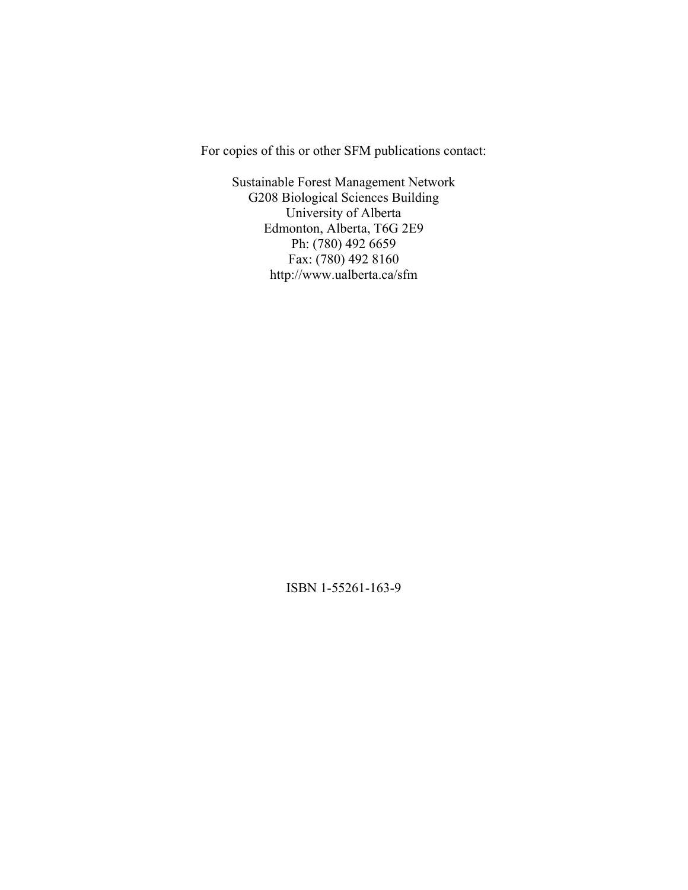For copies of this or other SFM publications contact:

Sustainable Forest Management Network
G208 Biological Sciences Building
University of Alberta
Edmonton, Alberta, T6G 2E9
Ph: (780) 492 6659
Fax: (780) 492 8160
http://www.ualberta.ca/sfm

ISBN 1-55261-163-9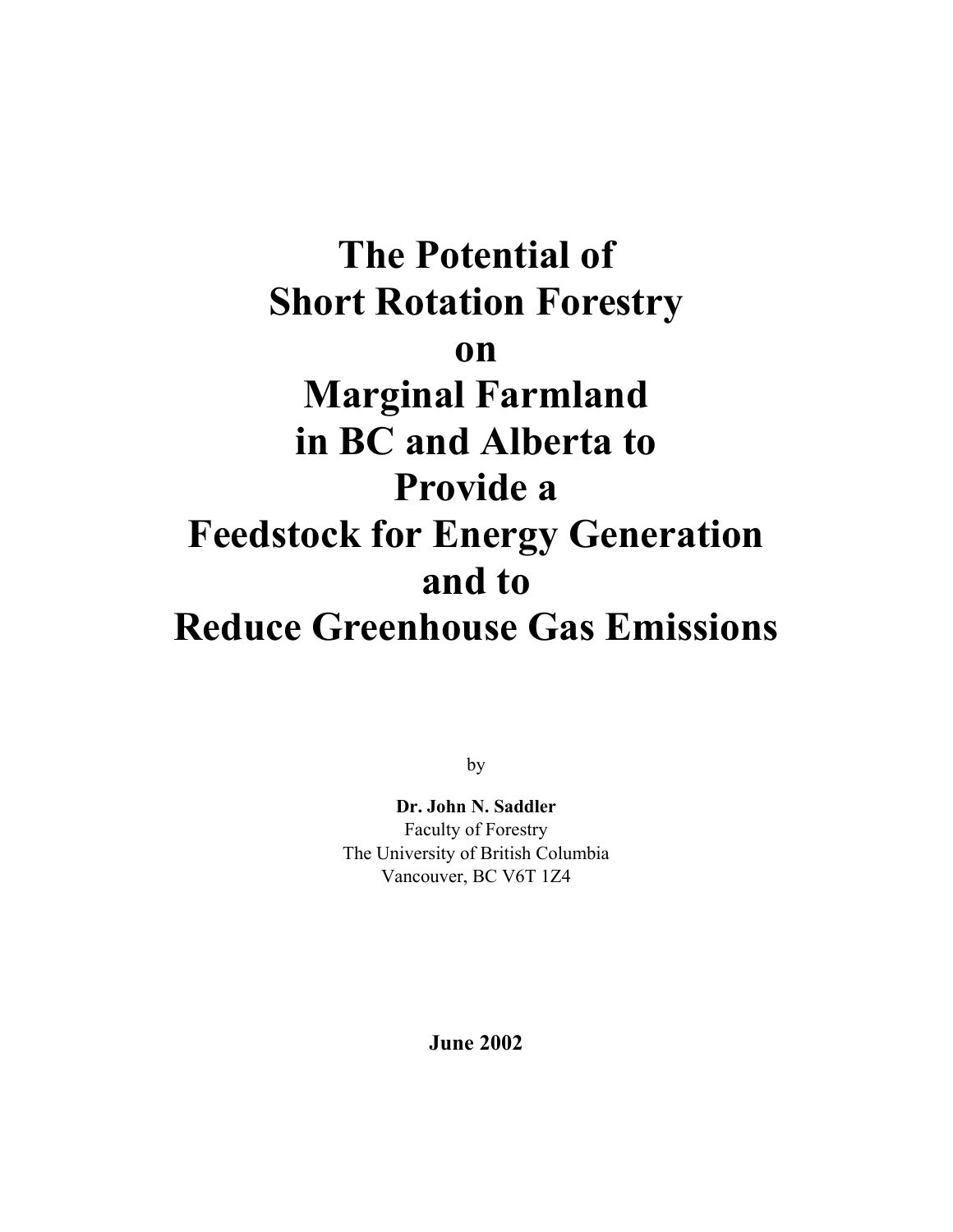# The Potential of Short Rotation Forestry on Marginal Farmland in BC and Alberta to Provide a Feedstock for Energy Generation and to Reduce Greenhouse Gas Emissions

by

**Dr. John N. Saddler**
Faculty of Forestry
The University of British Columbia
Vancouver, BC V6T 1Z4

**June 2002**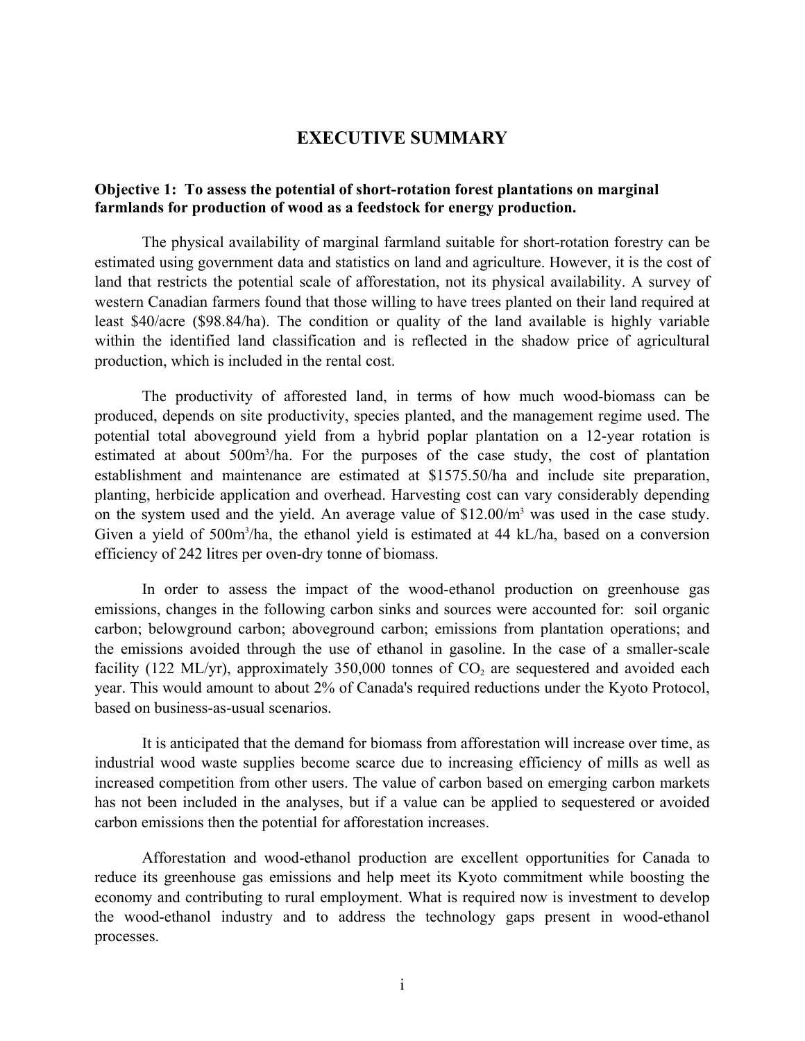# EXECUTIVE SUMMARY

**Objective 1: To assess the potential of short-rotation forest plantations on marginal farmlands for production of wood as a feedstock for energy production.**

The physical availability of marginal farmland suitable for short-rotation forestry can be estimated using government data and statistics on land and agriculture. However, it is the cost of land that restricts the potential scale of afforestation, not its physical availability. A survey of western Canadian farmers found that those willing to have trees planted on their land required at least \$40/acre (\$98.84/ha). The condition or quality of the land available is highly variable within the identified land classification and is reflected in the shadow price of agricultural production, which is included in the rental cost.

The productivity of afforested land, in terms of how much wood-biomass can be produced, depends on site productivity, species planted, and the management regime used. The potential total aboveground yield from a hybrid poplar plantation on a 12-year rotation is estimated at about $500 m^3/ha$. For the purposes of the case study, the cost of plantation establishment and maintenance are estimated at \$1575.50/ha and include site preparation, planting, herbicide application and overhead. Harvesting cost can vary considerably depending on the system used and the yield. An average value of $\$12.00/m^3$ was used in the case study. Given a yield of $500 m^3/ha$, the ethanol yield is estimated at 44 kL/ha, based on a conversion efficiency of 242 litres per oven-dry tonne of biomass.

In order to assess the impact of the wood-ethanol production on greenhouse gas emissions, changes in the following carbon sinks and sources were accounted for: soil organic carbon; belowground carbon; aboveground carbon; emissions from plantation operations; and the emissions avoided through the use of ethanol in gasoline. In the case of a smaller-scale facility (122 ML/yr), approximately 350,000 tonnes of $CO_2$ are sequestered and avoided each year. This would amount to about 2% of Canada's required reductions under the Kyoto Protocol, based on business-as-usual scenarios.

It is anticipated that the demand for biomass from afforestation will increase over time, as industrial wood waste supplies become scarce due to increasing efficiency of mills as well as increased competition from other users. The value of carbon based on emerging carbon markets has not been included in the analyses, but if a value can be applied to sequestered or avoided carbon emissions then the potential for afforestation increases.

Afforestation and wood-ethanol production are excellent opportunities for Canada to reduce its greenhouse gas emissions and help meet its Kyoto commitment while boosting the economy and contributing to rural employment. What is required now is investment to develop the wood-ethanol industry and to address the technology gaps present in wood-ethanol processes.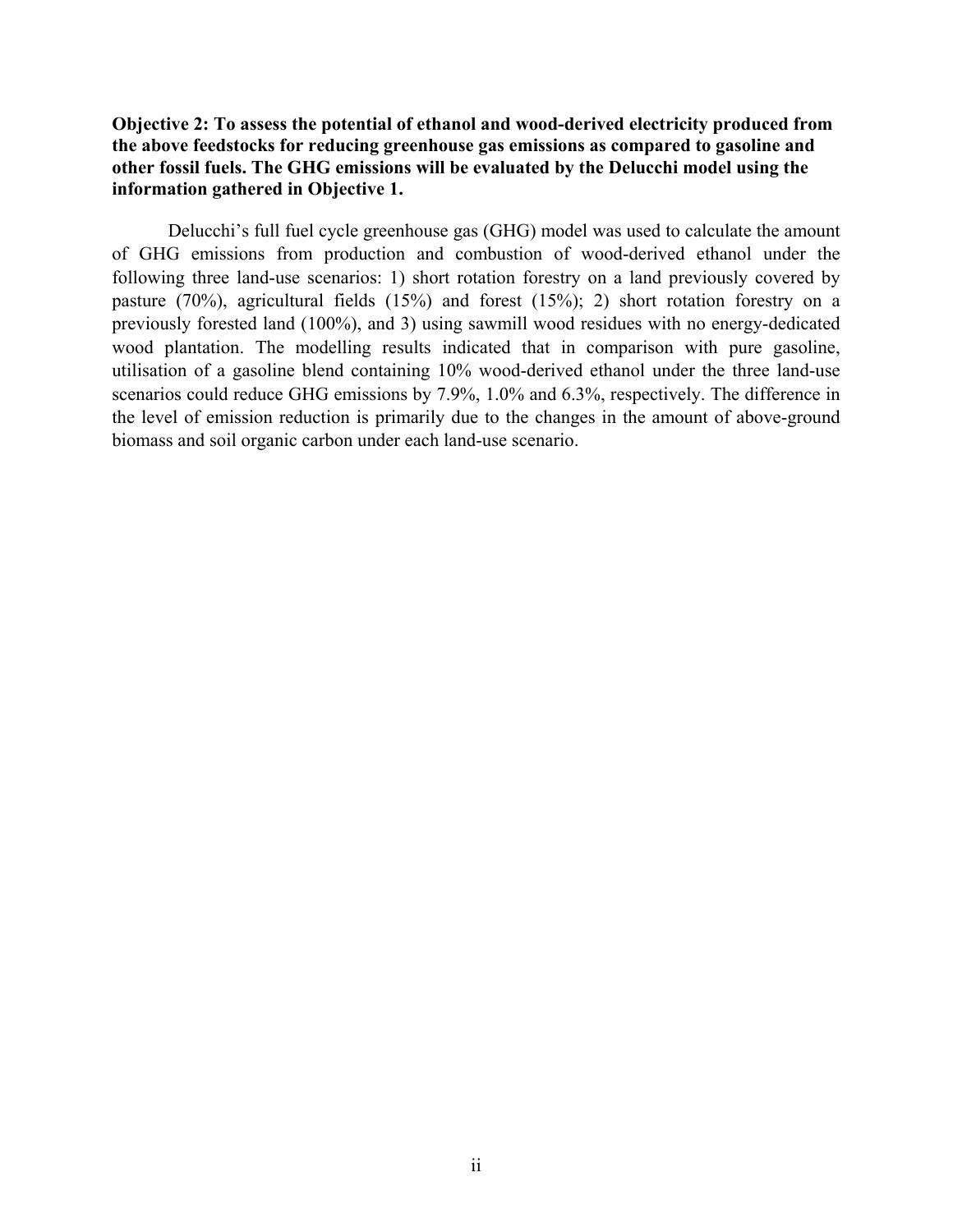**Objective 2: To assess the potential of ethanol and wood-derived electricity produced from the above feedstocks for reducing greenhouse gas emissions as compared to gasoline and other fossil fuels. The GHG emissions will be evaluated by the Delucchi model using the information gathered in Objective 1.**

Delucchi's full fuel cycle greenhouse gas (GHG) model was used to calculate the amount of GHG emissions from production and combustion of wood-derived ethanol under the following three land-use scenarios: 1) short rotation forestry on a land previously covered by pasture (70%), agricultural fields (15%) and forest (15%); 2) short rotation forestry on a previously forested land (100%), and 3) using sawmill wood residues with no energy-dedicated wood plantation. The modelling results indicated that in comparison with pure gasoline, utilisation of a gasoline blend containing 10% wood-derived ethanol under the three land-use scenarios could reduce GHG emissions by 7.9%, 1.0% and 6.3%, respectively. The difference in the level of emission reduction is primarily due to the changes in the amount of above-ground biomass and soil organic carbon under each land-use scenario.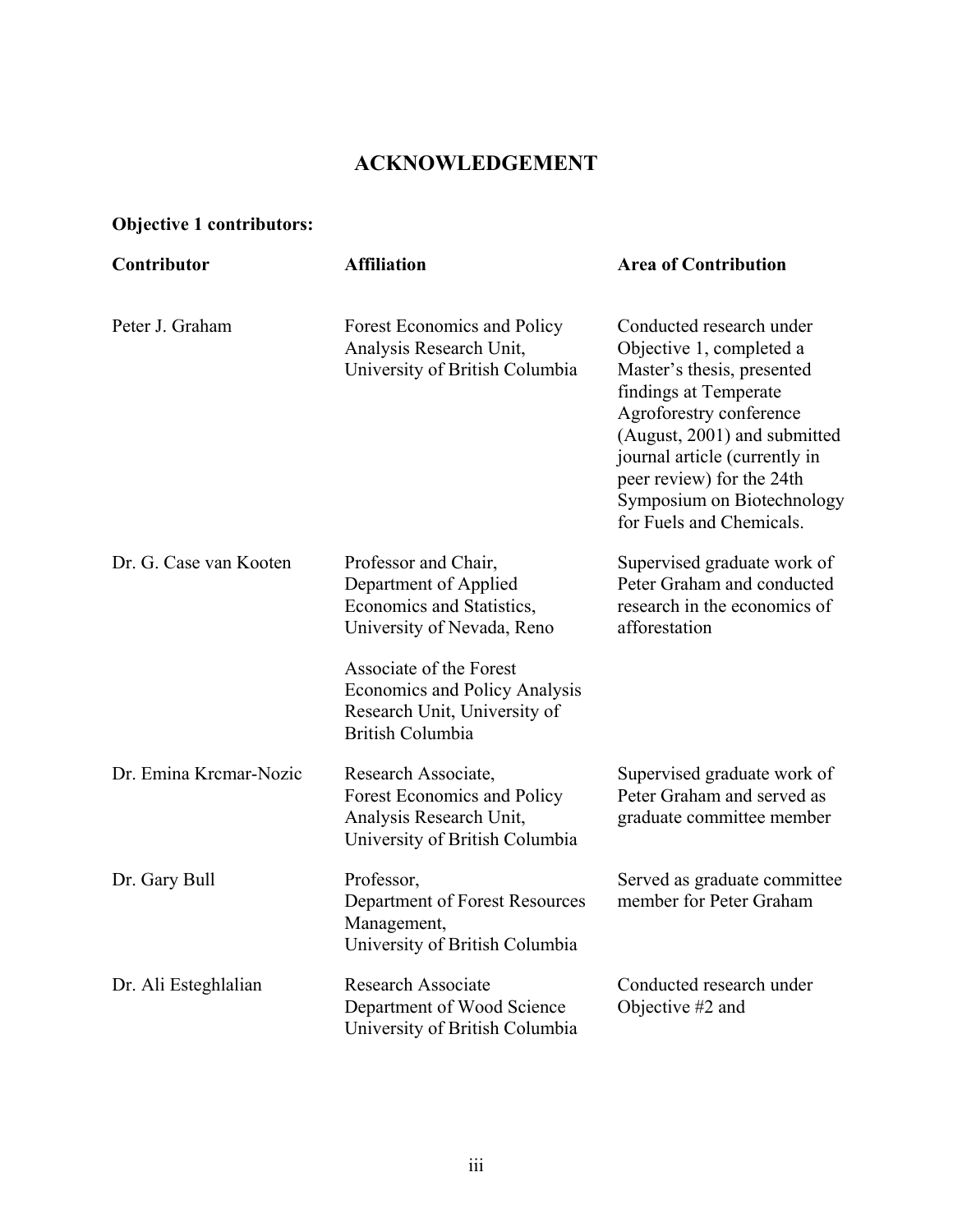# ACKNOWLEDGEMENT

**Objective 1 contributors:**

| **Contributor** | **Affiliation** | **Area of Contribution** |
| --- | --- | --- |
| Peter J. Graham | Forest Economics and Policy Analysis Research Unit, University of British Columbia | Conducted research under Objective 1, completed a Master's thesis, presented findings at Temperate Agroforestry conference (August, 2001) and submitted journal article (currently in peer review) for the 24th Symposium on Biotechnology for Fuels and Chemicals. |
| Dr. G. Case van Kooten | Professor and Chair, Department of Applied Economics and Statistics, University of Nevada, Reno<br><br>Associate of the Forest Economics and Policy Analysis Research Unit, University of British Columbia | Supervised graduate work of Peter Graham and conducted research in the economics of afforestation |
| Dr. Emina Krcmar-Nozic | Research Associate, Forest Economics and Policy Analysis Research Unit, University of British Columbia | Supervised graduate work of Peter Graham and served as graduate committee member |
| Dr. Gary Bull | Professor, Department of Forest Resources Management, University of British Columbia | Served as graduate committee member for Peter Graham |
| Dr. Ali Esteghlalian | Research Associate Department of Wood Science University of British Columbia | Conducted research under Objective #2 and |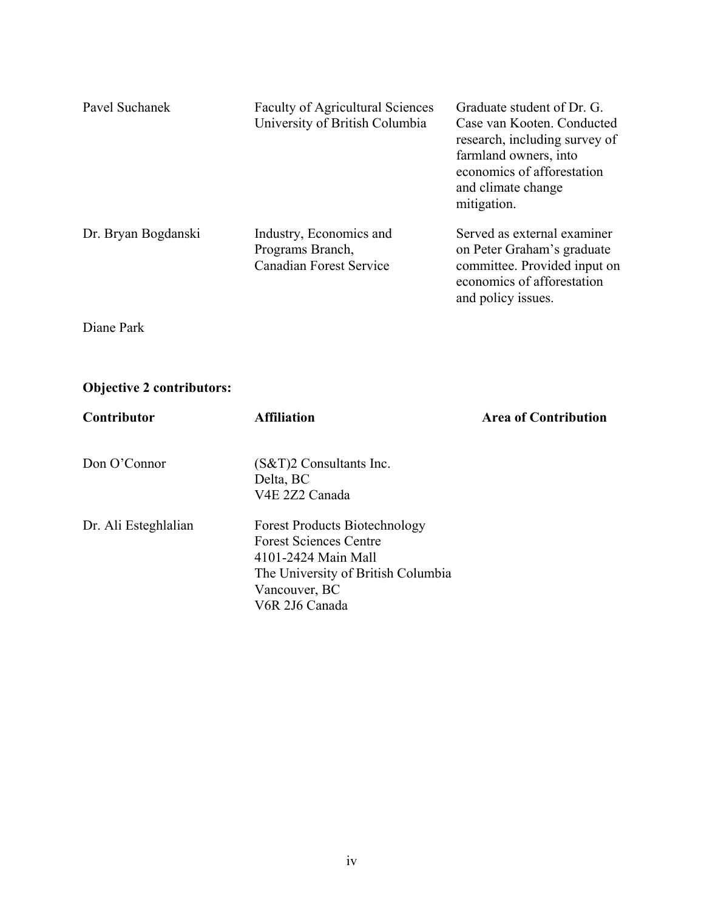| | | |
|---|---|---|
| Pavel Suchanek | Faculty of Agricultural Sciences<br>University of British Columbia | Graduate student of Dr. G. Case van Kooten. Conducted research, including survey of farmland owners, into economics of afforestation and climate change mitigation. |
| Dr. Bryan Bogdanski | Industry, Economics and Programs Branch,<br>Canadian Forest Service | Served as external examiner on Peter Graham's graduate committee. Provided input on economics of afforestation and policy issues. |
| Diane Park | | |

**Objective 2 contributors:**

| Contributor | Affiliation | Area of Contribution |
|---|---|---|
| Don O'Connor | (S&T)2 Consultants Inc.<br>Delta, BC<br>V4E 2Z2 Canada | |
| Dr. Ali Esteghlalian | Forest Products Biotechnology<br>Forest Sciences Centre<br>4101-2424 Main Mall<br>The University of British Columbia<br>Vancouver, BC<br>V6R 2J6 Canada | |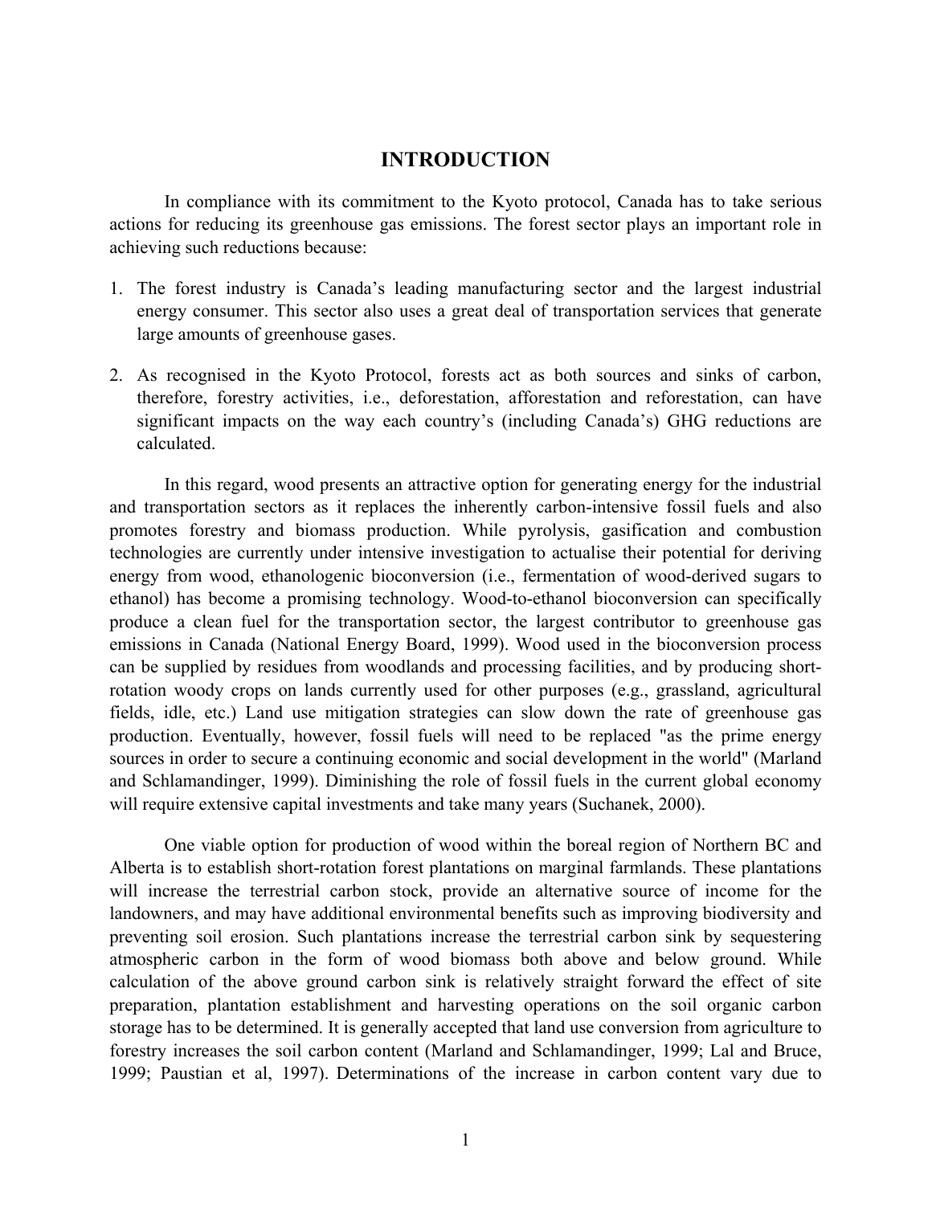# INTRODUCTION

In compliance with its commitment to the Kyoto protocol, Canada has to take serious actions for reducing its greenhouse gas emissions. The forest sector plays an important role in achieving such reductions because:

1. The forest industry is Canada's leading manufacturing sector and the largest industrial energy consumer. This sector also uses a great deal of transportation services that generate large amounts of greenhouse gases.

2. As recognised in the Kyoto Protocol, forests act as both sources and sinks of carbon, therefore, forestry activities, i.e., deforestation, afforestation and reforestation, can have significant impacts on the way each country's (including Canada's) GHG reductions are calculated.

In this regard, wood presents an attractive option for generating energy for the industrial and transportation sectors as it replaces the inherently carbon-intensive fossil fuels and also promotes forestry and biomass production. While pyrolysis, gasification and combustion technologies are currently under intensive investigation to actualise their potential for deriving energy from wood, ethanologenic bioconversion (i.e., fermentation of wood-derived sugars to ethanol) has become a promising technology. Wood-to-ethanol bioconversion can specifically produce a clean fuel for the transportation sector, the largest contributor to greenhouse gas emissions in Canada (National Energy Board, 1999). Wood used in the bioconversion process can be supplied by residues from woodlands and processing facilities, and by producing short-rotation woody crops on lands currently used for other purposes (e.g., grassland, agricultural fields, idle, etc.) Land use mitigation strategies can slow down the rate of greenhouse gas production. Eventually, however, fossil fuels will need to be replaced "as the prime energy sources in order to secure a continuing economic and social development in the world" (Marland and Schlamandinger, 1999). Diminishing the role of fossil fuels in the current global economy will require extensive capital investments and take many years (Suchanek, 2000).

One viable option for production of wood within the boreal region of Northern BC and Alberta is to establish short-rotation forest plantations on marginal farmlands. These plantations will increase the terrestrial carbon stock, provide an alternative source of income for the landowners, and may have additional environmental benefits such as improving biodiversity and preventing soil erosion. Such plantations increase the terrestrial carbon sink by sequestering atmospheric carbon in the form of wood biomass both above and below ground. While calculation of the above ground carbon sink is relatively straight forward the effect of site preparation, plantation establishment and harvesting operations on the soil organic carbon storage has to be determined. It is generally accepted that land use conversion from agriculture to forestry increases the soil carbon content (Marland and Schlamandinger, 1999; Lal and Bruce, 1999; Paustian et al, 1997). Determinations of the increase in carbon content vary due to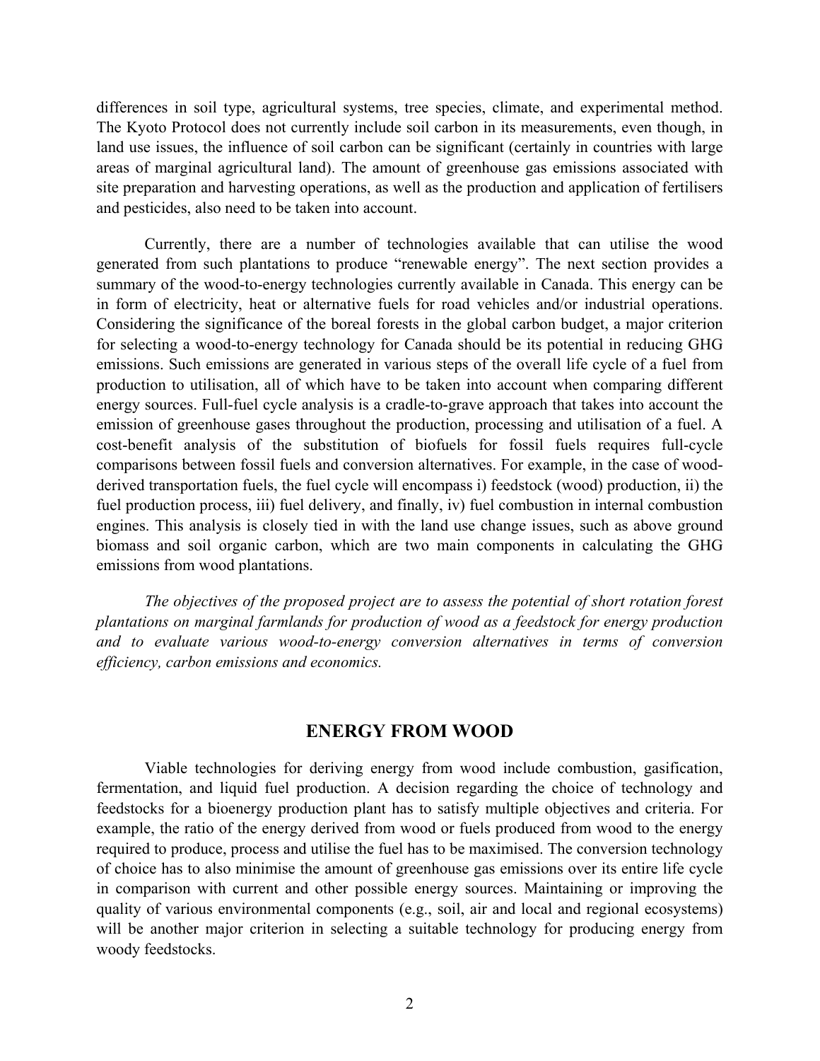differences in soil type, agricultural systems, tree species, climate, and experimental method. The Kyoto Protocol does not currently include soil carbon in its measurements, even though, in land use issues, the influence of soil carbon can be significant (certainly in countries with large areas of marginal agricultural land). The amount of greenhouse gas emissions associated with site preparation and harvesting operations, as well as the production and application of fertilisers and pesticides, also need to be taken into account.

Currently, there are a number of technologies available that can utilise the wood generated from such plantations to produce "renewable energy". The next section provides a summary of the wood-to-energy technologies currently available in Canada. This energy can be in form of electricity, heat or alternative fuels for road vehicles and/or industrial operations. Considering the significance of the boreal forests in the global carbon budget, a major criterion for selecting a wood-to-energy technology for Canada should be its potential in reducing GHG emissions. Such emissions are generated in various steps of the overall life cycle of a fuel from production to utilisation, all of which have to be taken into account when comparing different energy sources. Full-fuel cycle analysis is a cradle-to-grave approach that takes into account the emission of greenhouse gases throughout the production, processing and utilisation of a fuel. A cost-benefit analysis of the substitution of biofuels for fossil fuels requires full-cycle comparisons between fossil fuels and conversion alternatives. For example, in the case of wood-derived transportation fuels, the fuel cycle will encompass i) feedstock (wood) production, ii) the fuel production process, iii) fuel delivery, and finally, iv) fuel combustion in internal combustion engines. This analysis is closely tied in with the land use change issues, such as above ground biomass and soil organic carbon, which are two main components in calculating the GHG emissions from wood plantations.

*The objectives of the proposed project are to assess the potential of short rotation forest plantations on marginal farmlands for production of wood as a feedstock for energy production and to evaluate various wood-to-energy conversion alternatives in terms of conversion efficiency, carbon emissions and economics.*

## ENERGY FROM WOOD

Viable technologies for deriving energy from wood include combustion, gasification, fermentation, and liquid fuel production. A decision regarding the choice of technology and feedstocks for a bioenergy production plant has to satisfy multiple objectives and criteria. For example, the ratio of the energy derived from wood or fuels produced from wood to the energy required to produce, process and utilise the fuel has to be maximised. The conversion technology of choice has to also minimise the amount of greenhouse gas emissions over its entire life cycle in comparison with current and other possible energy sources. Maintaining or improving the quality of various environmental components (e.g., soil, air and local and regional ecosystems) will be another major criterion in selecting a suitable technology for producing energy from woody feedstocks.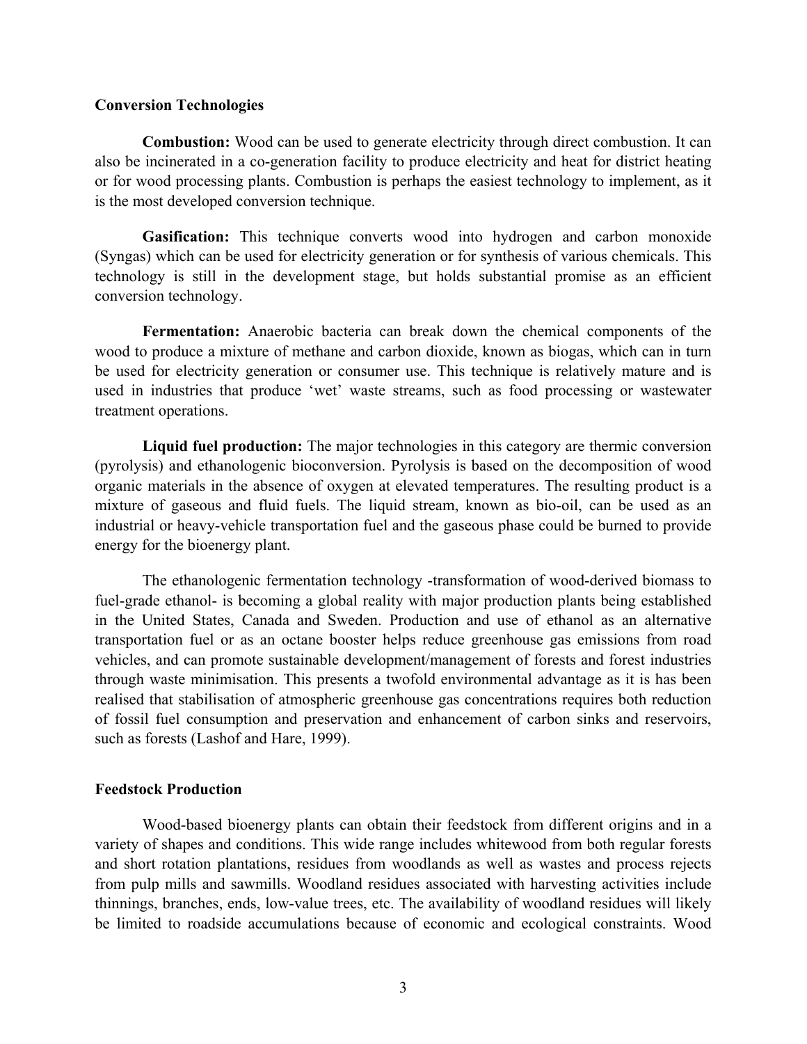## Conversion Technologies

**Combustion:** Wood can be used to generate electricity through direct combustion. It can also be incinerated in a co-generation facility to produce electricity and heat for district heating or for wood processing plants. Combustion is perhaps the easiest technology to implement, as it is the most developed conversion technique.

**Gasification:** This technique converts wood into hydrogen and carbon monoxide (Syngas) which can be used for electricity generation or for synthesis of various chemicals. This technology is still in the development stage, but holds substantial promise as an efficient conversion technology.

**Fermentation:** Anaerobic bacteria can break down the chemical components of the wood to produce a mixture of methane and carbon dioxide, known as biogas, which can in turn be used for electricity generation or consumer use. This technique is relatively mature and is used in industries that produce 'wet' waste streams, such as food processing or wastewater treatment operations.

**Liquid fuel production:** The major technologies in this category are thermic conversion (pyrolysis) and ethanologenic bioconversion. Pyrolysis is based on the decomposition of wood organic materials in the absence of oxygen at elevated temperatures. The resulting product is a mixture of gaseous and fluid fuels. The liquid stream, known as bio-oil, can be used as an industrial or heavy-vehicle transportation fuel and the gaseous phase could be burned to provide energy for the bioenergy plant.

The ethanologenic fermentation technology -transformation of wood-derived biomass to fuel-grade ethanol- is becoming a global reality with major production plants being established in the United States, Canada and Sweden. Production and use of ethanol as an alternative transportation fuel or as an octane booster helps reduce greenhouse gas emissions from road vehicles, and can promote sustainable development/management of forests and forest industries through waste minimisation. This presents a twofold environmental advantage as it is has been realised that stabilisation of atmospheric greenhouse gas concentrations requires both reduction of fossil fuel consumption and preservation and enhancement of carbon sinks and reservoirs, such as forests (Lashof and Hare, 1999).

## Feedstock Production

Wood-based bioenergy plants can obtain their feedstock from different origins and in a variety of shapes and conditions. This wide range includes whitewood from both regular forests and short rotation plantations, residues from woodlands as well as wastes and process rejects from pulp mills and sawmills. Woodland residues associated with harvesting activities include thinnings, branches, ends, low-value trees, etc. The availability of woodland residues will likely be limited to roadside accumulations because of economic and ecological constraints. Wood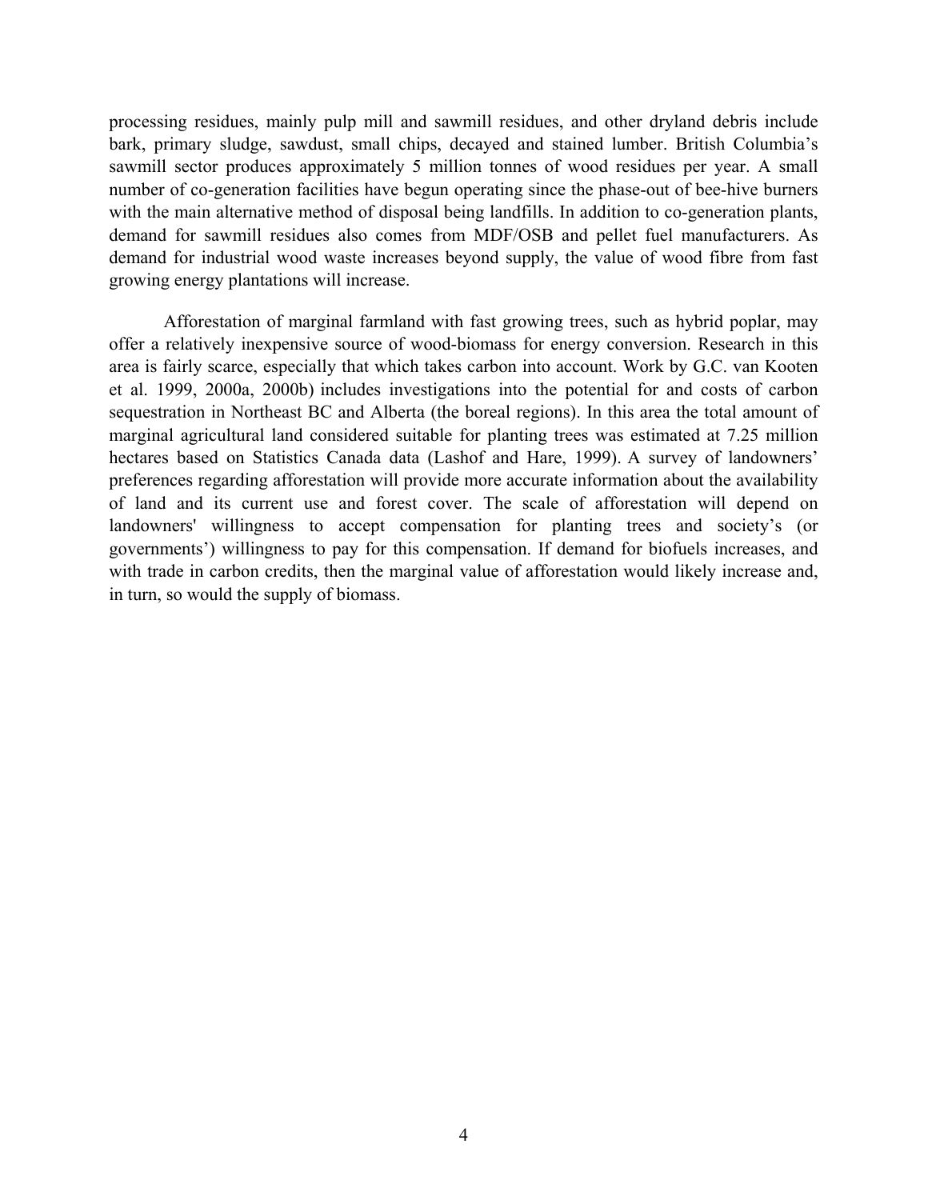processing residues, mainly pulp mill and sawmill residues, and other dryland debris include bark, primary sludge, sawdust, small chips, decayed and stained lumber. British Columbia's sawmill sector produces approximately 5 million tonnes of wood residues per year. A small number of co-generation facilities have begun operating since the phase-out of bee-hive burners with the main alternative method of disposal being landfills. In addition to co-generation plants, demand for sawmill residues also comes from MDF/OSB and pellet fuel manufacturers. As demand for industrial wood waste increases beyond supply, the value of wood fibre from fast growing energy plantations will increase.

Afforestation of marginal farmland with fast growing trees, such as hybrid poplar, may offer a relatively inexpensive source of wood-biomass for energy conversion. Research in this area is fairly scarce, especially that which takes carbon into account. Work by G.C. van Kooten et al. 1999, 2000a, 2000b) includes investigations into the potential for and costs of carbon sequestration in Northeast BC and Alberta (the boreal regions). In this area the total amount of marginal agricultural land considered suitable for planting trees was estimated at 7.25 million hectares based on Statistics Canada data (Lashof and Hare, 1999). A survey of landowners' preferences regarding afforestation will provide more accurate information about the availability of land and its current use and forest cover. The scale of afforestation will depend on landowners' willingness to accept compensation for planting trees and society's (or governments') willingness to pay for this compensation. If demand for biofuels increases, and with trade in carbon credits, then the marginal value of afforestation would likely increase and, in turn, so would the supply of biomass.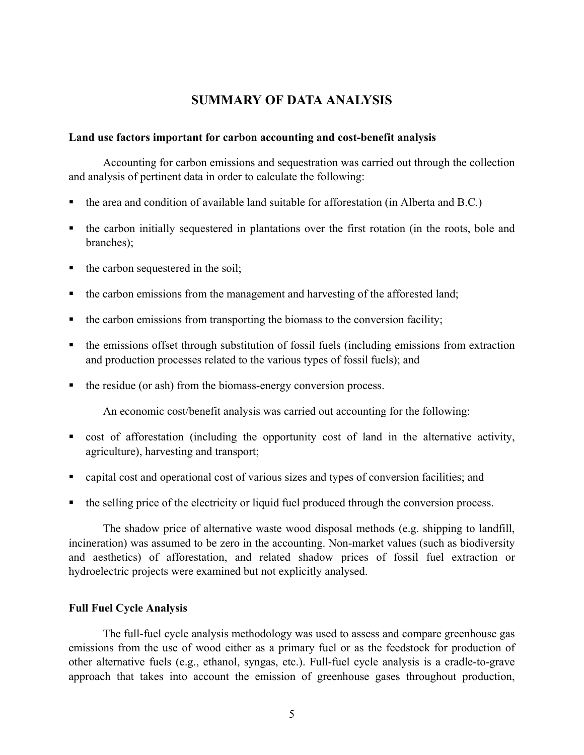## SUMMARY OF DATA ANALYSIS

### Land use factors important for carbon accounting and cost-benefit analysis

Accounting for carbon emissions and sequestration was carried out through the collection and analysis of pertinent data in order to calculate the following:

- the area and condition of available land suitable for afforestation (in Alberta and B.C.)
- the carbon initially sequestered in plantations over the first rotation (in the roots, bole and branches);
- the carbon sequestered in the soil;
- the carbon emissions from the management and harvesting of the afforested land;
- the carbon emissions from transporting the biomass to the conversion facility;
- the emissions offset through substitution of fossil fuels (including emissions from extraction and production processes related to the various types of fossil fuels); and
- the residue (or ash) from the biomass-energy conversion process.

An economic cost/benefit analysis was carried out accounting for the following:

- cost of afforestation (including the opportunity cost of land in the alternative activity, agriculture), harvesting and transport;
- capital cost and operational cost of various sizes and types of conversion facilities; and
- the selling price of the electricity or liquid fuel produced through the conversion process.

The shadow price of alternative waste wood disposal methods (e.g. shipping to landfill, incineration) was assumed to be zero in the accounting. Non-market values (such as biodiversity and aesthetics) of afforestation, and related shadow prices of fossil fuel extraction or hydroelectric projects were examined but not explicitly analysed.

### Full Fuel Cycle Analysis

The full-fuel cycle analysis methodology was used to assess and compare greenhouse gas emissions from the use of wood either as a primary fuel or as the feedstock for production of other alternative fuels (e.g., ethanol, syngas, etc.). Full-fuel cycle analysis is a cradle-to-grave approach that takes into account the emission of greenhouse gases throughout production,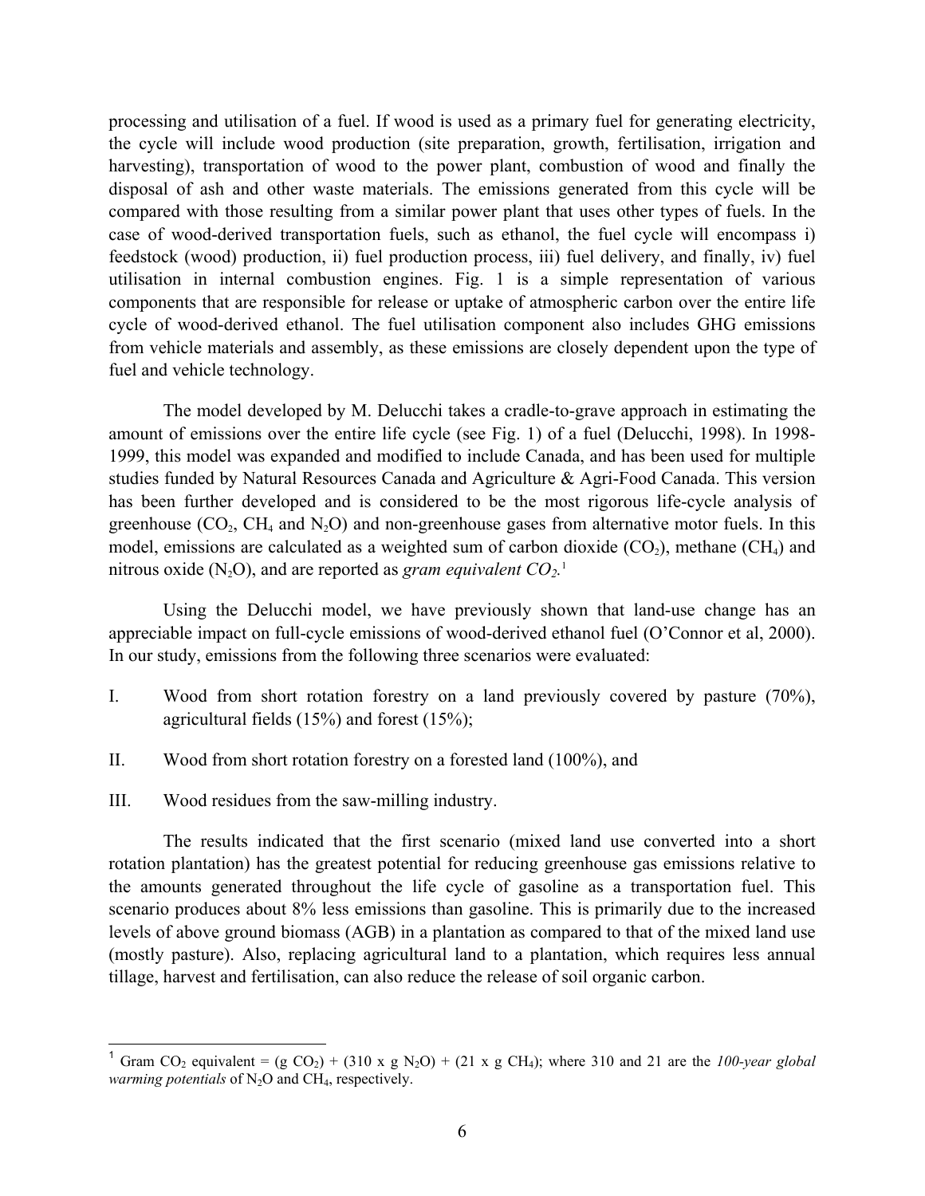processing and utilisation of a fuel. If wood is used as a primary fuel for generating electricity, the cycle will include wood production (site preparation, growth, fertilisation, irrigation and harvesting), transportation of wood to the power plant, combustion of wood and finally the disposal of ash and other waste materials. The emissions generated from this cycle will be compared with those resulting from a similar power plant that uses other types of fuels. In the case of wood-derived transportation fuels, such as ethanol, the fuel cycle will encompass i) feedstock (wood) production, ii) fuel production process, iii) fuel delivery, and finally, iv) fuel utilisation in internal combustion engines. Fig. 1 is a simple representation of various components that are responsible for release or uptake of atmospheric carbon over the entire life cycle of wood-derived ethanol. The fuel utilisation component also includes GHG emissions from vehicle materials and assembly, as these emissions are closely dependent upon the type of fuel and vehicle technology.

The model developed by M. Delucchi takes a cradle-to-grave approach in estimating the amount of emissions over the entire life cycle (see Fig. 1) of a fuel (Delucchi, 1998). In 1998-1999, this model was expanded and modified to include Canada, and has been used for multiple studies funded by Natural Resources Canada and Agriculture & Agri-Food Canada. This version has been further developed and is considered to be the most rigorous life-cycle analysis of greenhouse ($CO_2$, $CH_4$ and $N_2O$) and non-greenhouse gases from alternative motor fuels. In this model, emissions are calculated as a weighted sum of carbon dioxide ($CO_2$), methane ($CH_4$) and nitrous oxide ($N_2O$), and are reported as *gram equivalent $CO_2$*.[1]

Using the Delucchi model, we have previously shown that land-use change has an appreciable impact on full-cycle emissions of wood-derived ethanol fuel (O'Connor et al, 2000). In our study, emissions from the following three scenarios were evaluated:

I. Wood from short rotation forestry on a land previously covered by pasture (70%), agricultural fields (15%) and forest (15%);

II. Wood from short rotation forestry on a forested land (100%), and

III. Wood residues from the saw-milling industry.

The results indicated that the first scenario (mixed land use converted into a short rotation plantation) has the greatest potential for reducing greenhouse gas emissions relative to the amounts generated throughout the life cycle of gasoline as a transportation fuel. This scenario produces about 8% less emissions than gasoline. This is primarily due to the increased levels of above ground biomass (AGB) in a plantation as compared to that of the mixed land use (mostly pasture). Also, replacing agricultural land to a plantation, which requires less annual tillage, harvest and fertilisation, can also reduce the release of soil organic carbon.

---

[1] Gram $CO_2$ equivalent = (g $CO_2$) + (310 x g $N_2O$) + (21 x g $CH_4$); where 310 and 21 are the *100-year global warming potentials* of $N_2O$ and $CH_4$, respectively.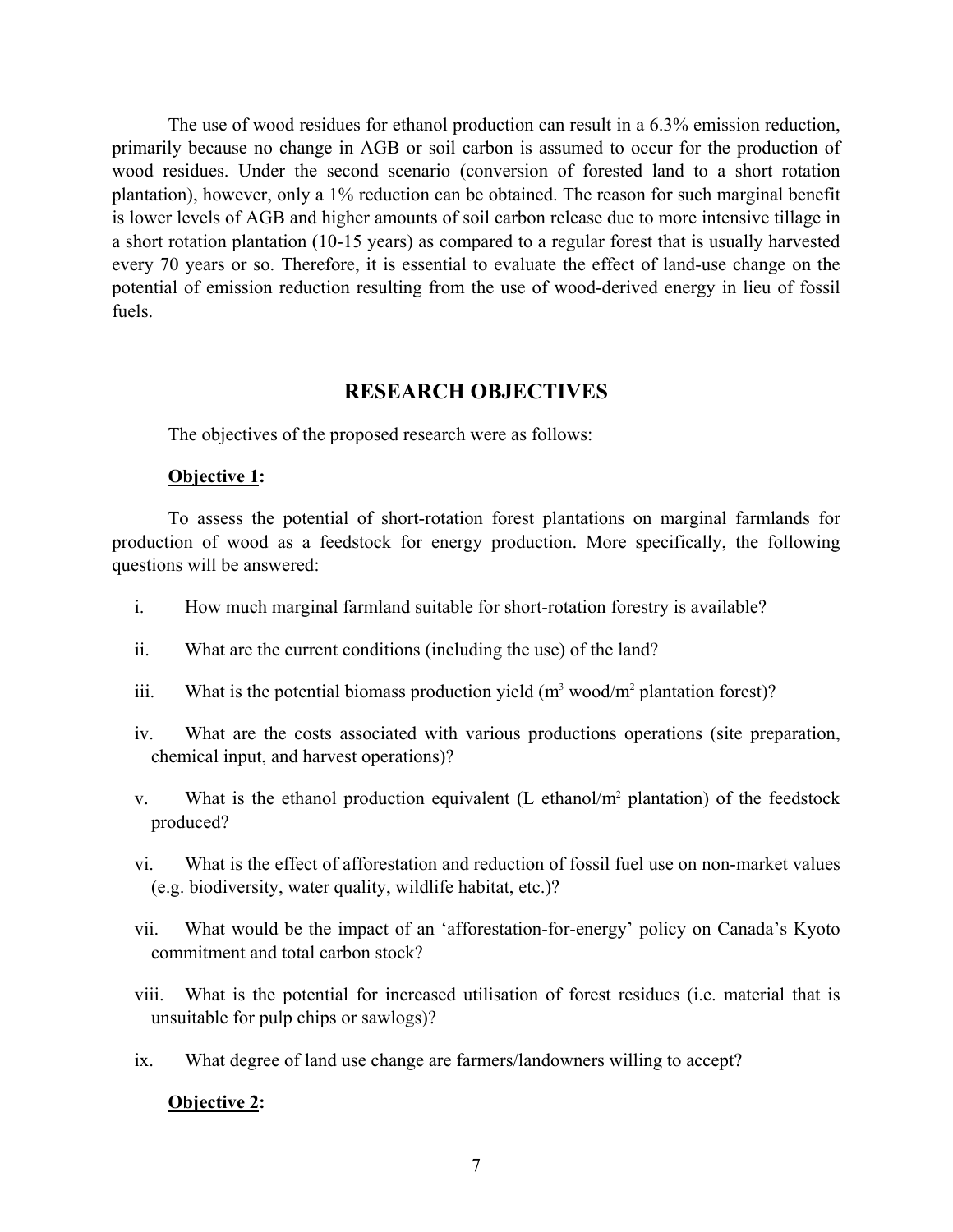The use of wood residues for ethanol production can result in a 6.3% emission reduction, primarily because no change in AGB or soil carbon is assumed to occur for the production of wood residues. Under the second scenario (conversion of forested land to a short rotation plantation), however, only a 1% reduction can be obtained. The reason for such marginal benefit is lower levels of AGB and higher amounts of soil carbon release due to more intensive tillage in a short rotation plantation (10-15 years) as compared to a regular forest that is usually harvested every 70 years or so. Therefore, it is essential to evaluate the effect of land-use change on the potential of emission reduction resulting from the use of wood-derived energy in lieu of fossil fuels.

## RESEARCH OBJECTIVES

The objectives of the proposed research were as follows:

**Objective 1:**

To assess the potential of short-rotation forest plantations on marginal farmlands for production of wood as a feedstock for energy production. More specifically, the following questions will be answered:

i. How much marginal farmland suitable for short-rotation forestry is available?

ii. What are the current conditions (including the use) of the land?

iii. What is the potential biomass production yield ($m^3$ wood/$m^2$ plantation forest)?

iv. What are the costs associated with various productions operations (site preparation, chemical input, and harvest operations)?

v. What is the ethanol production equivalent (L ethanol/$m^2$ plantation) of the feedstock produced?

vi. What is the effect of afforestation and reduction of fossil fuel use on non-market values (e.g. biodiversity, water quality, wildlife habitat, etc.)?

vii. What would be the impact of an 'afforestation-for-energy' policy on Canada's Kyoto commitment and total carbon stock?

viii. What is the potential for increased utilisation of forest residues (i.e. material that is unsuitable for pulp chips or sawlogs)?

ix. What degree of land use change are farmers/landowners willing to accept?

**Objective 2:**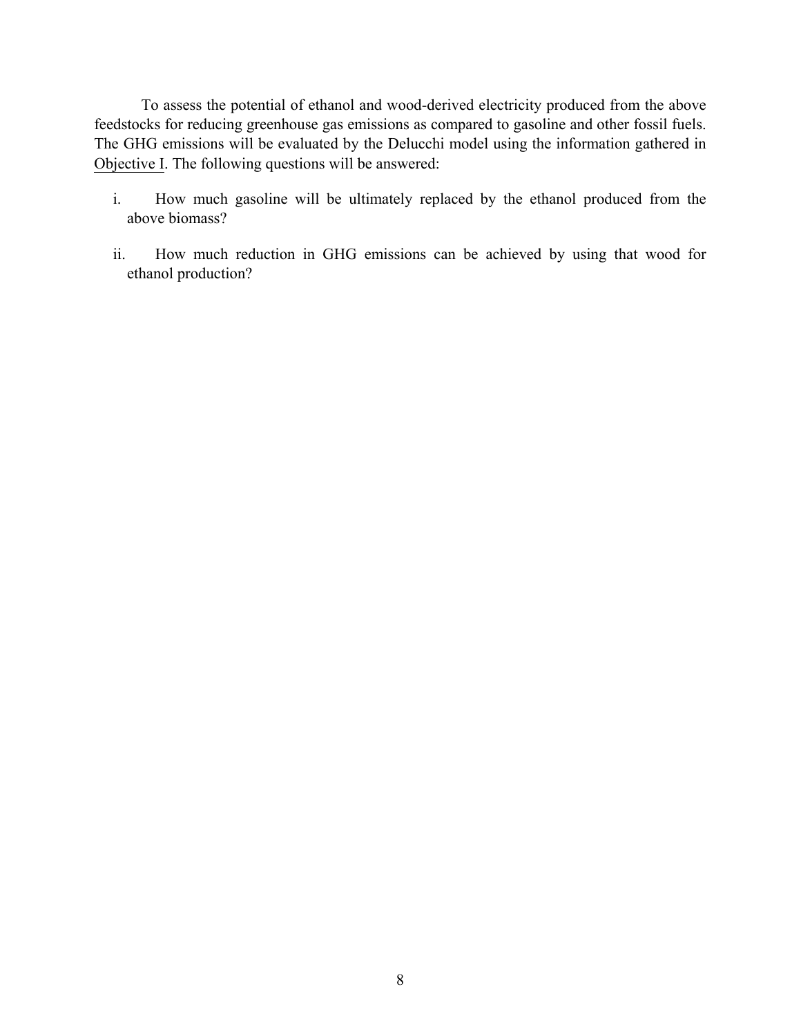To assess the potential of ethanol and wood-derived electricity produced from the above feedstocks for reducing greenhouse gas emissions as compared to gasoline and other fossil fuels. The GHG emissions will be evaluated by the Delucchi model using the information gathered in <u>Objective I</u>. The following questions will be answered:

i. How much gasoline will be ultimately replaced by the ethanol produced from the above biomass?

ii. How much reduction in GHG emissions can be achieved by using that wood for ethanol production?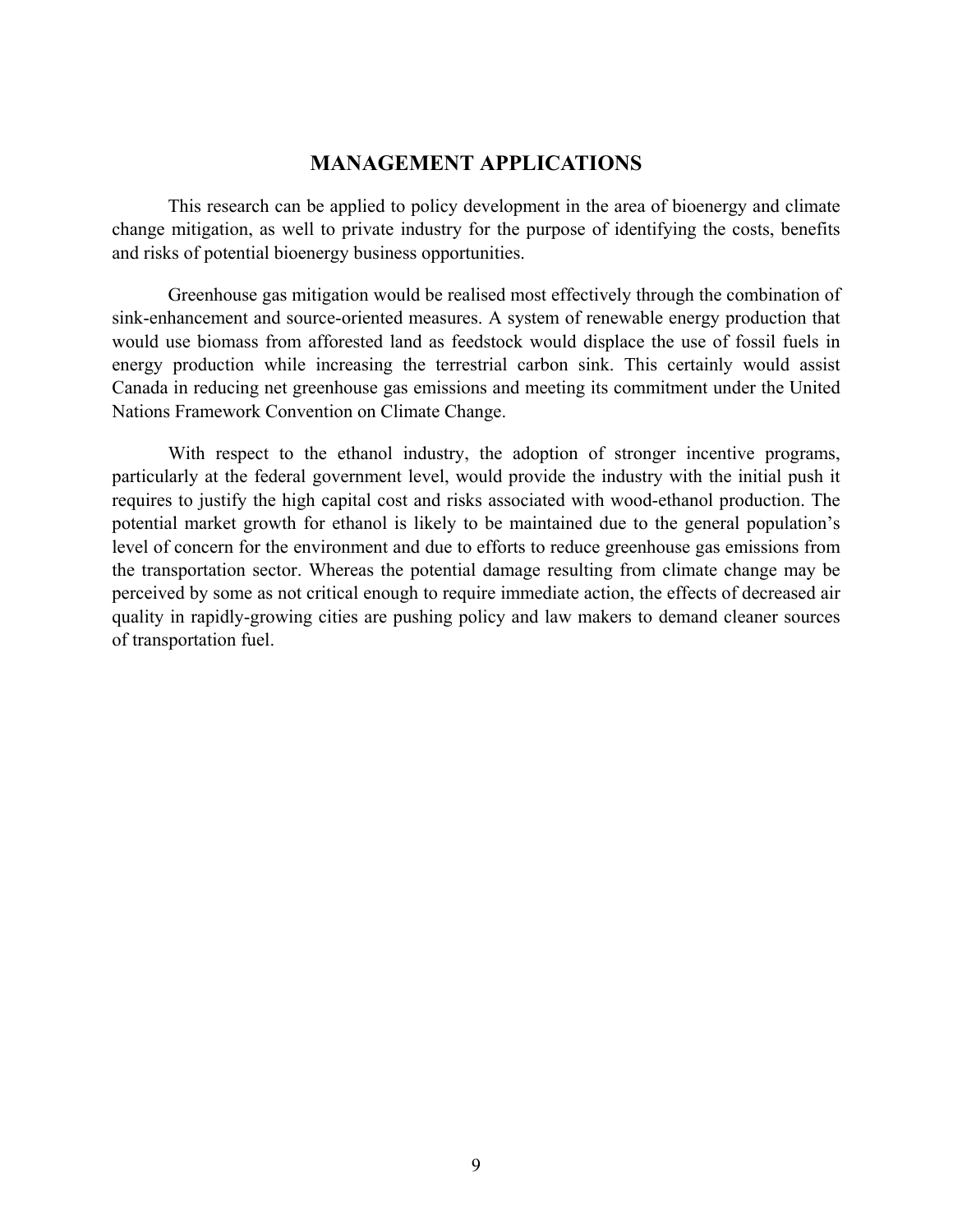# MANAGEMENT APPLICATIONS

This research can be applied to policy development in the area of bioenergy and climate change mitigation, as well to private industry for the purpose of identifying the costs, benefits and risks of potential bioenergy business opportunities.

Greenhouse gas mitigation would be realised most effectively through the combination of sink-enhancement and source-oriented measures. A system of renewable energy production that would use biomass from afforested land as feedstock would displace the use of fossil fuels in energy production while increasing the terrestrial carbon sink. This certainly would assist Canada in reducing net greenhouse gas emissions and meeting its commitment under the United Nations Framework Convention on Climate Change.

With respect to the ethanol industry, the adoption of stronger incentive programs, particularly at the federal government level, would provide the industry with the initial push it requires to justify the high capital cost and risks associated with wood-ethanol production. The potential market growth for ethanol is likely to be maintained due to the general population's level of concern for the environment and due to efforts to reduce greenhouse gas emissions from the transportation sector. Whereas the potential damage resulting from climate change may be perceived by some as not critical enough to require immediate action, the effects of decreased air quality in rapidly-growing cities are pushing policy and law makers to demand cleaner sources of transportation fuel.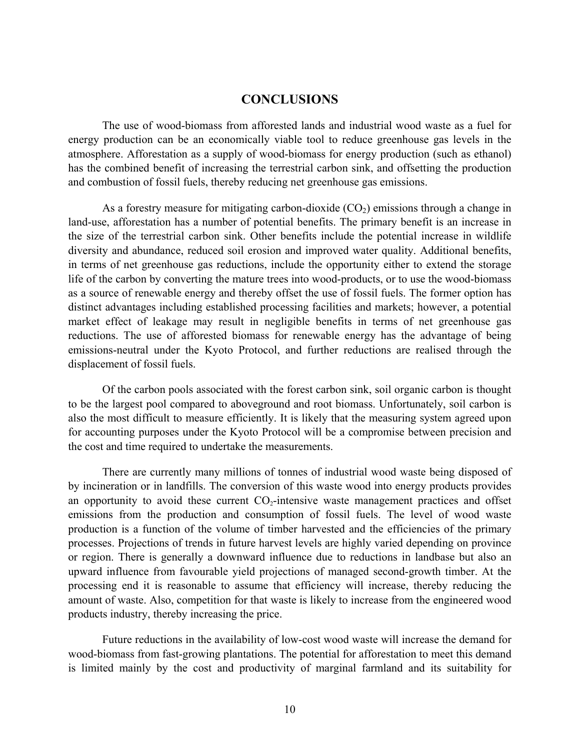# CONCLUSIONS

The use of wood-biomass from afforested lands and industrial wood waste as a fuel for energy production can be an economically viable tool to reduce greenhouse gas levels in the atmosphere. Afforestation as a supply of wood-biomass for energy production (such as ethanol) has the combined benefit of increasing the terrestrial carbon sink, and offsetting the production and combustion of fossil fuels, thereby reducing net greenhouse gas emissions.

As a forestry measure for mitigating carbon-dioxide ($CO_2$) emissions through a change in land-use, afforestation has a number of potential benefits. The primary benefit is an increase in the size of the terrestrial carbon sink. Other benefits include the potential increase in wildlife diversity and abundance, reduced soil erosion and improved water quality. Additional benefits, in terms of net greenhouse gas reductions, include the opportunity either to extend the storage life of the carbon by converting the mature trees into wood-products, or to use the wood-biomass as a source of renewable energy and thereby offset the use of fossil fuels. The former option has distinct advantages including established processing facilities and markets; however, a potential market effect of leakage may result in negligible benefits in terms of net greenhouse gas reductions. The use of afforested biomass for renewable energy has the advantage of being emissions-neutral under the Kyoto Protocol, and further reductions are realised through the displacement of fossil fuels.

Of the carbon pools associated with the forest carbon sink, soil organic carbon is thought to be the largest pool compared to aboveground and root biomass. Unfortunately, soil carbon is also the most difficult to measure efficiently. It is likely that the measuring system agreed upon for accounting purposes under the Kyoto Protocol will be a compromise between precision and the cost and time required to undertake the measurements.

There are currently many millions of tonnes of industrial wood waste being disposed of by incineration or in landfills. The conversion of this waste wood into energy products provides an opportunity to avoid these current $CO_2$-intensive waste management practices and offset emissions from the production and consumption of fossil fuels. The level of wood waste production is a function of the volume of timber harvested and the efficiencies of the primary processes. Projections of trends in future harvest levels are highly varied depending on province or region. There is generally a downward influence due to reductions in landbase but also an upward influence from favourable yield projections of managed second-growth timber. At the processing end it is reasonable to assume that efficiency will increase, thereby reducing the amount of waste. Also, competition for that waste is likely to increase from the engineered wood products industry, thereby increasing the price.

Future reductions in the availability of low-cost wood waste will increase the demand for wood-biomass from fast-growing plantations. The potential for afforestation to meet this demand is limited mainly by the cost and productivity of marginal farmland and its suitability for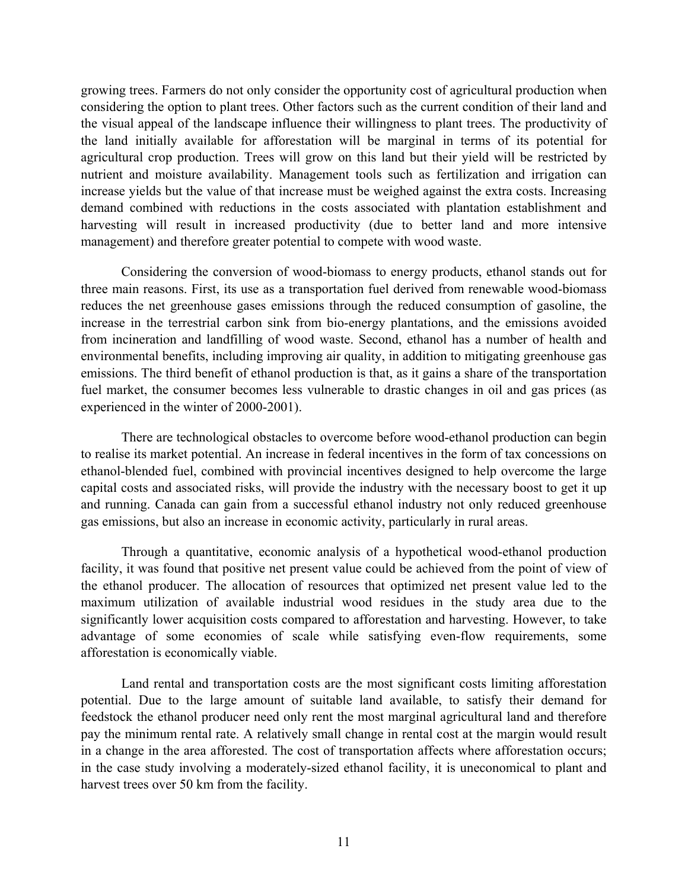growing trees. Farmers do not only consider the opportunity cost of agricultural production when considering the option to plant trees. Other factors such as the current condition of their land and the visual appeal of the landscape influence their willingness to plant trees. The productivity of the land initially available for afforestation will be marginal in terms of its potential for agricultural crop production. Trees will grow on this land but their yield will be restricted by nutrient and moisture availability. Management tools such as fertilization and irrigation can increase yields but the value of that increase must be weighed against the extra costs. Increasing demand combined with reductions in the costs associated with plantation establishment and harvesting will result in increased productivity (due to better land and more intensive management) and therefore greater potential to compete with wood waste.

Considering the conversion of wood-biomass to energy products, ethanol stands out for three main reasons. First, its use as a transportation fuel derived from renewable wood-biomass reduces the net greenhouse gases emissions through the reduced consumption of gasoline, the increase in the terrestrial carbon sink from bio-energy plantations, and the emissions avoided from incineration and landfilling of wood waste. Second, ethanol has a number of health and environmental benefits, including improving air quality, in addition to mitigating greenhouse gas emissions. The third benefit of ethanol production is that, as it gains a share of the transportation fuel market, the consumer becomes less vulnerable to drastic changes in oil and gas prices (as experienced in the winter of 2000-2001).

There are technological obstacles to overcome before wood-ethanol production can begin to realise its market potential. An increase in federal incentives in the form of tax concessions on ethanol-blended fuel, combined with provincial incentives designed to help overcome the large capital costs and associated risks, will provide the industry with the necessary boost to get it up and running. Canada can gain from a successful ethanol industry not only reduced greenhouse gas emissions, but also an increase in economic activity, particularly in rural areas.

Through a quantitative, economic analysis of a hypothetical wood-ethanol production facility, it was found that positive net present value could be achieved from the point of view of the ethanol producer. The allocation of resources that optimized net present value led to the maximum utilization of available industrial wood residues in the study area due to the significantly lower acquisition costs compared to afforestation and harvesting. However, to take advantage of some economies of scale while satisfying even-flow requirements, some afforestation is economically viable.

Land rental and transportation costs are the most significant costs limiting afforestation potential. Due to the large amount of suitable land available, to satisfy their demand for feedstock the ethanol producer need only rent the most marginal agricultural land and therefore pay the minimum rental rate. A relatively small change in rental cost at the margin would result in a change in the area afforested. The cost of transportation affects where afforestation occurs; in the case study involving a moderately-sized ethanol facility, it is uneconomical to plant and harvest trees over 50 km from the facility.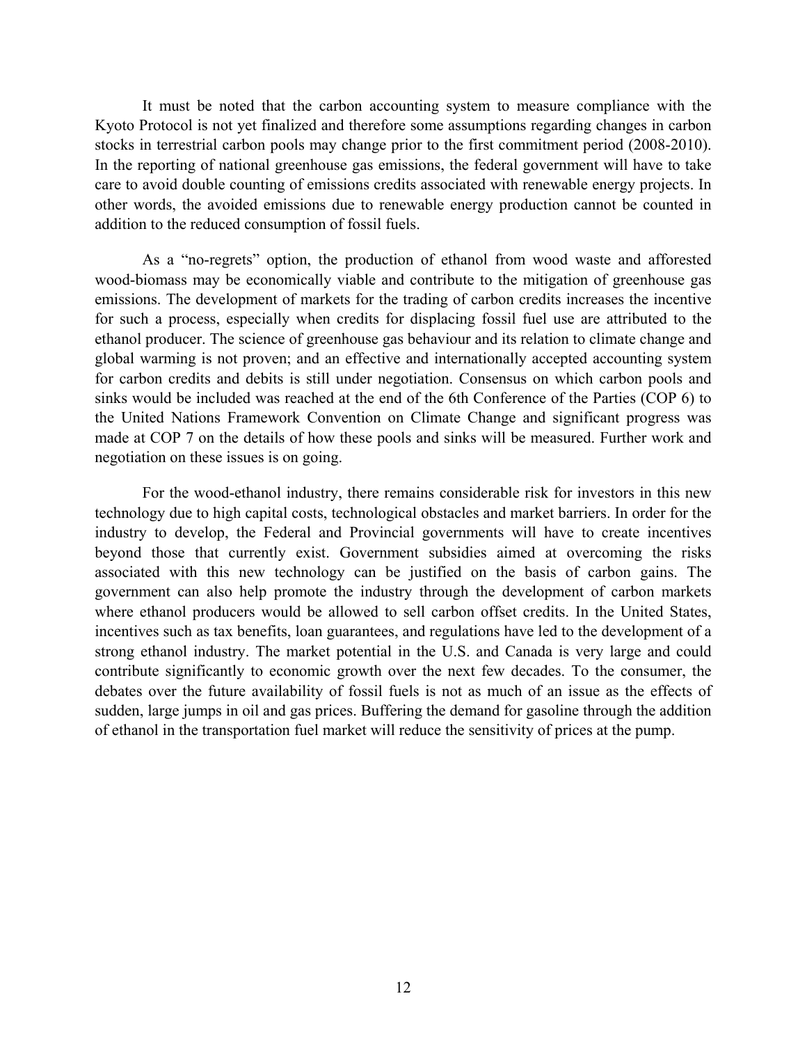It must be noted that the carbon accounting system to measure compliance with the Kyoto Protocol is not yet finalized and therefore some assumptions regarding changes in carbon stocks in terrestrial carbon pools may change prior to the first commitment period (2008-2010). In the reporting of national greenhouse gas emissions, the federal government will have to take care to avoid double counting of emissions credits associated with renewable energy projects. In other words, the avoided emissions due to renewable energy production cannot be counted in addition to the reduced consumption of fossil fuels.

As a "no-regrets" option, the production of ethanol from wood waste and afforested wood-biomass may be economically viable and contribute to the mitigation of greenhouse gas emissions. The development of markets for the trading of carbon credits increases the incentive for such a process, especially when credits for displacing fossil fuel use are attributed to the ethanol producer. The science of greenhouse gas behaviour and its relation to climate change and global warming is not proven; and an effective and internationally accepted accounting system for carbon credits and debits is still under negotiation. Consensus on which carbon pools and sinks would be included was reached at the end of the 6th Conference of the Parties (COP 6) to the United Nations Framework Convention on Climate Change and significant progress was made at COP 7 on the details of how these pools and sinks will be measured. Further work and negotiation on these issues is on going.

For the wood-ethanol industry, there remains considerable risk for investors in this new technology due to high capital costs, technological obstacles and market barriers. In order for the industry to develop, the Federal and Provincial governments will have to create incentives beyond those that currently exist. Government subsidies aimed at overcoming the risks associated with this new technology can be justified on the basis of carbon gains. The government can also help promote the industry through the development of carbon markets where ethanol producers would be allowed to sell carbon offset credits. In the United States, incentives such as tax benefits, loan guarantees, and regulations have led to the development of a strong ethanol industry. The market potential in the U.S. and Canada is very large and could contribute significantly to economic growth over the next few decades. To the consumer, the debates over the future availability of fossil fuels is not as much of an issue as the effects of sudden, large jumps in oil and gas prices. Buffering the demand for gasoline through the addition of ethanol in the transportation fuel market will reduce the sensitivity of prices at the pump.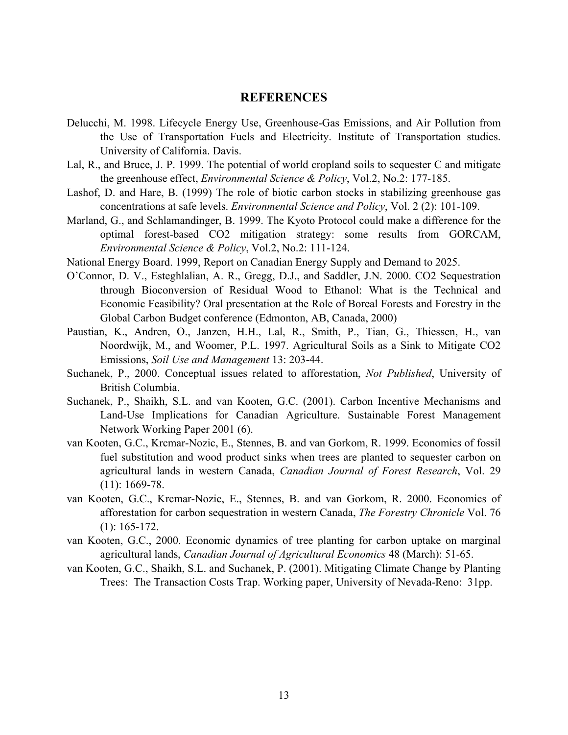## REFERENCES

Delucchi, M. 1998. Lifecycle Energy Use, Greenhouse-Gas Emissions, and Air Pollution from the Use of Transportation Fuels and Electricity. Institute of Transportation studies. University of California. Davis.

Lal, R., and Bruce, J. P. 1999. The potential of world cropland soils to sequester C and mitigate the greenhouse effect, *Environmental Science & Policy*, Vol.2, No.2: 177-185.

Lashof, D. and Hare, B. (1999) The role of biotic carbon stocks in stabilizing greenhouse gas concentrations at safe levels. *Environmental Science and Policy*, Vol. 2 (2): 101-109.

Marland, G., and Schlamandinger, B. 1999. The Kyoto Protocol could make a difference for the optimal forest-based CO2 mitigation strategy: some results from GORCAM, *Environmental Science & Policy*, Vol.2, No.2: 111-124.

National Energy Board. 1999, Report on Canadian Energy Supply and Demand to 2025.

O'Connor, D. V., Esteghlalian, A. R., Gregg, D.J., and Saddler, J.N. 2000. CO2 Sequestration through Bioconversion of Residual Wood to Ethanol: What is the Technical and Economic Feasibility? Oral presentation at the Role of Boreal Forests and Forestry in the Global Carbon Budget conference (Edmonton, AB, Canada, 2000)

Paustian, K., Andren, O., Janzen, H.H., Lal, R., Smith, P., Tian, G., Thiessen, H., van Noordwijk, M., and Woomer, P.L. 1997. Agricultural Soils as a Sink to Mitigate CO2 Emissions, *Soil Use and Management* 13: 203-44.

Suchanek, P., 2000. Conceptual issues related to afforestation, *Not Published*, University of British Columbia.

Suchanek, P., Shaikh, S.L. and van Kooten, G.C. (2001). Carbon Incentive Mechanisms and Land-Use Implications for Canadian Agriculture. Sustainable Forest Management Network Working Paper 2001 (6).

van Kooten, G.C., Krcmar-Nozic, E., Stennes, B. and van Gorkom, R. 1999. Economics of fossil fuel substitution and wood product sinks when trees are planted to sequester carbon on agricultural lands in western Canada, *Canadian Journal of Forest Research*, Vol. 29 (11): 1669-78.

van Kooten, G.C., Krcmar-Nozic, E., Stennes, B. and van Gorkom, R. 2000. Economics of afforestation for carbon sequestration in western Canada, *The Forestry Chronicle* Vol. 76 (1): 165-172.

van Kooten, G.C., 2000. Economic dynamics of tree planting for carbon uptake on marginal agricultural lands, *Canadian Journal of Agricultural Economics* 48 (March): 51-65.

van Kooten, G.C., Shaikh, S.L. and Suchanek, P. (2001). Mitigating Climate Change by Planting Trees: The Transaction Costs Trap. Working paper, University of Nevada-Reno: 31pp.